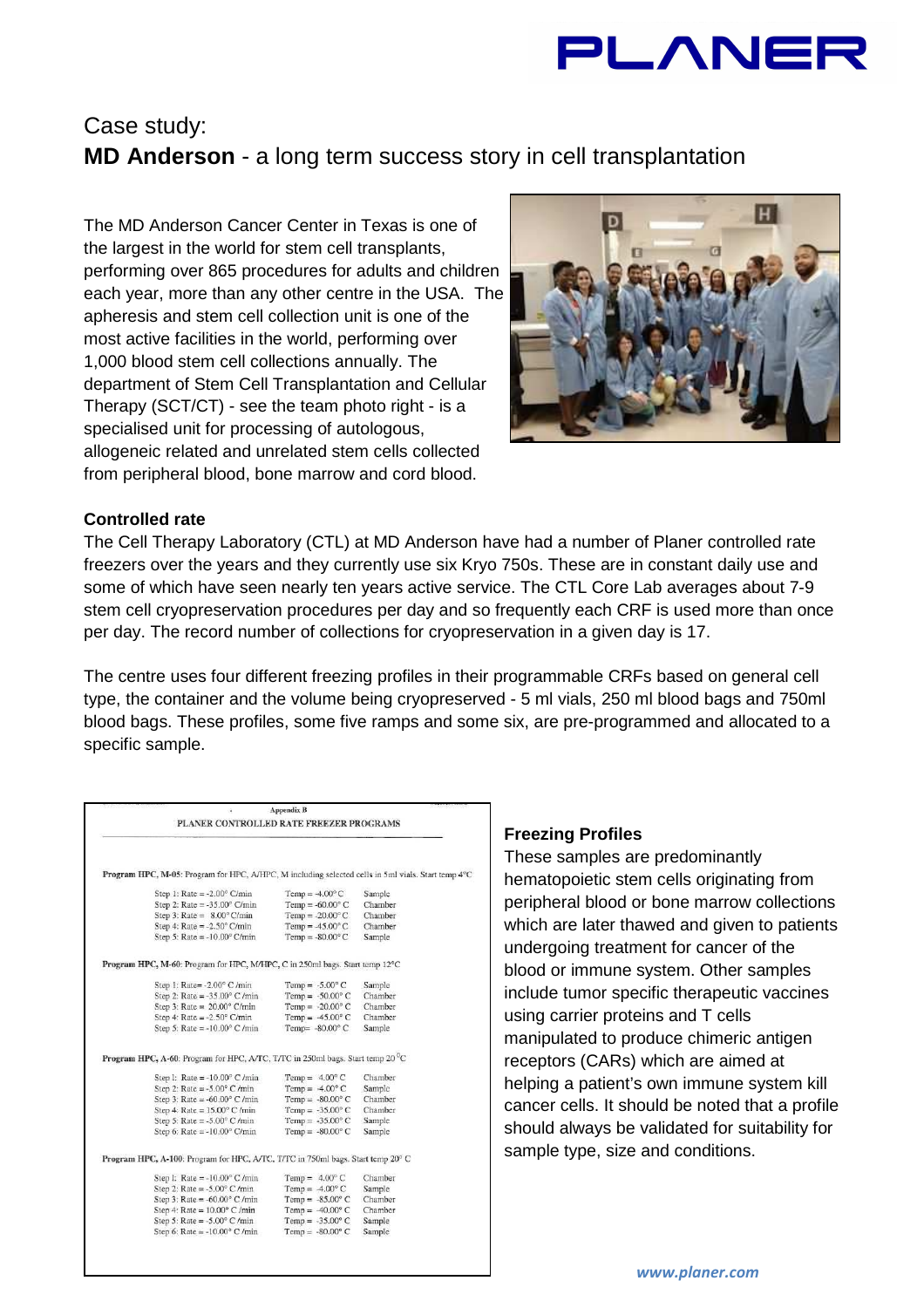PLANER

# Case study:
# **MD Anderson** - a long term success story in cell transplantation

The MD Anderson Cancer Center in Texas is one of the largest in the world for stem cell transplants, performing over 865 procedures for adults and children each year, more than any other centre in the USA. The apheresis and stem cell collection unit is one of the most active facilities in the world, performing over 1,000 blood stem cell collections annually. The department of Stem Cell Transplantation and Cellular Therapy (SCT/CT) - see the team photo right - is a specialised unit for processing of autologous, allogeneic related and unrelated stem cells collected from peripheral blood, bone marrow and cord blood.

### Controlled rate

The Cell Therapy Laboratory (CTL) at MD Anderson have had a number of Planer controlled rate freezers over the years and they currently use six Kryo 750s. These are in constant daily use and some of which have seen nearly ten years active service. The CTL Core Lab averages about 7-9 stem cell cryopreservation procedures per day and so frequently each CRF is used more than once per day. The record number of collections for cryopreservation in a given day is 17.

The centre uses four different freezing profiles in their programmable CRFs based on general cell type, the container and the volume being cryopreserved - 5 ml vials, 250 ml blood bags and 750ml blood bags. These profiles, some five ramps and some six, are pre-programmed and allocated to a specific sample.

Appendix B

PLANER CONTROLLED RATE FREEZER PROGRAMS

**Program HPC, M-05:** Program for HPC, A/HPC, M including selected cells in 5ml vials. Start temp 4°C

| Step | Rate | Temp | |
|---|---|---|---|
| Step 1: | Rate = -2.00° C/min | Temp = -4.00° C | Sample |
| Step 2: | Rate = -35.00° C/min | Temp = -60.00° C | Chamber |
| Step 3: | Rate = 8.00° C/min | Temp = -20.00° C | Chamber |
| Step 4: | Rate = -2.50° C/min | Temp = -45.00° C | Chamber |
| Step 5: | Rate = -10.00° C/min | Temp = -80.00° C | Sample |

**Program HPC, M-60:** Program for HPC, M/HPC, C in 250ml bags. Start temp 12°C

| Step | Rate | Temp | |
|---|---|---|---|
| Step 1: | Rate= -2.00° C/min | Temp = -5.00° C | Sample |
| Step 2: | Rate = -35.00° C/min | Temp = -50.00° C | Chamber |
| Step 3: | Rate = 20.00° C/min | Temp = -20.00° C | Chamber |
| Step 4: | Rate = -2.50° C/min | Temp = -45.00° C | Chamber |
| Step 5: | Rate = -10.00° C/min | Temp= -80.00° C | Sample |

**Program HPC, A-60:** Program for HPC, A/TC, T/TC in 250ml bags. Start temp 20°C

| Step | Rate | Temp | |
|---|---|---|---|
| Step 1: | Rate = -10.00° C/min | Temp = 4.00° C | Chamber |
| Step 2: | Rate = -5.00° C/min | Temp = -4.00° C | Sample |
| Step 3: | Rate = -60.00° C/min | Temp = -80.00° C | Chamber |
| Step 4: | Rate = 15.00° C/min | Temp = -35.00° C | Chamber |
| Step 5: | Rate = -5.00° C/min | Temp = -35.00° C | Sample |
| Step 6: | Rate = -10.00° C/min | Temp = -80.00° C | Sample |

**Program HPC, A-100:** Program for HPC, A/TC, T/TC in 750ml bags. Start temp 20° C

| Step | Rate | Temp | |
|---|---|---|---|
| Step 1: | Rate = -10.00° C/min | Temp = 4.00° C | Chamber |
| Step 2: | Rate = -5.00° C/min | Temp = -4.00° C | Sample |
| Step 3: | Rate = -60.00° C/min | Temp = -85.00° C | Chamber |
| Step 4: | Rate = 10.00° C/min | Temp = -40.00° C | Chamber |
| Step 5: | Rate = -5.00° C/min | Temp = -35.00° C | Sample |
| Step 6: | Rate = -10.00° C/min | Temp = -80.00° C | Sample |

### Freezing Profiles

These samples are predominantly hematopoietic stem cells originating from peripheral blood or bone marrow collections which are later thawed and given to patients undergoing treatment for cancer of the blood or immune system. Other samples include tumor specific therapeutic vaccines using carrier proteins and T cells manipulated to produce chimeric antigen receptors (CARs) which are aimed at helping a patient's own immune system kill cancer cells. It should be noted that a profile should always be validated for suitability for sample type, size and conditions.

*www.planer.com*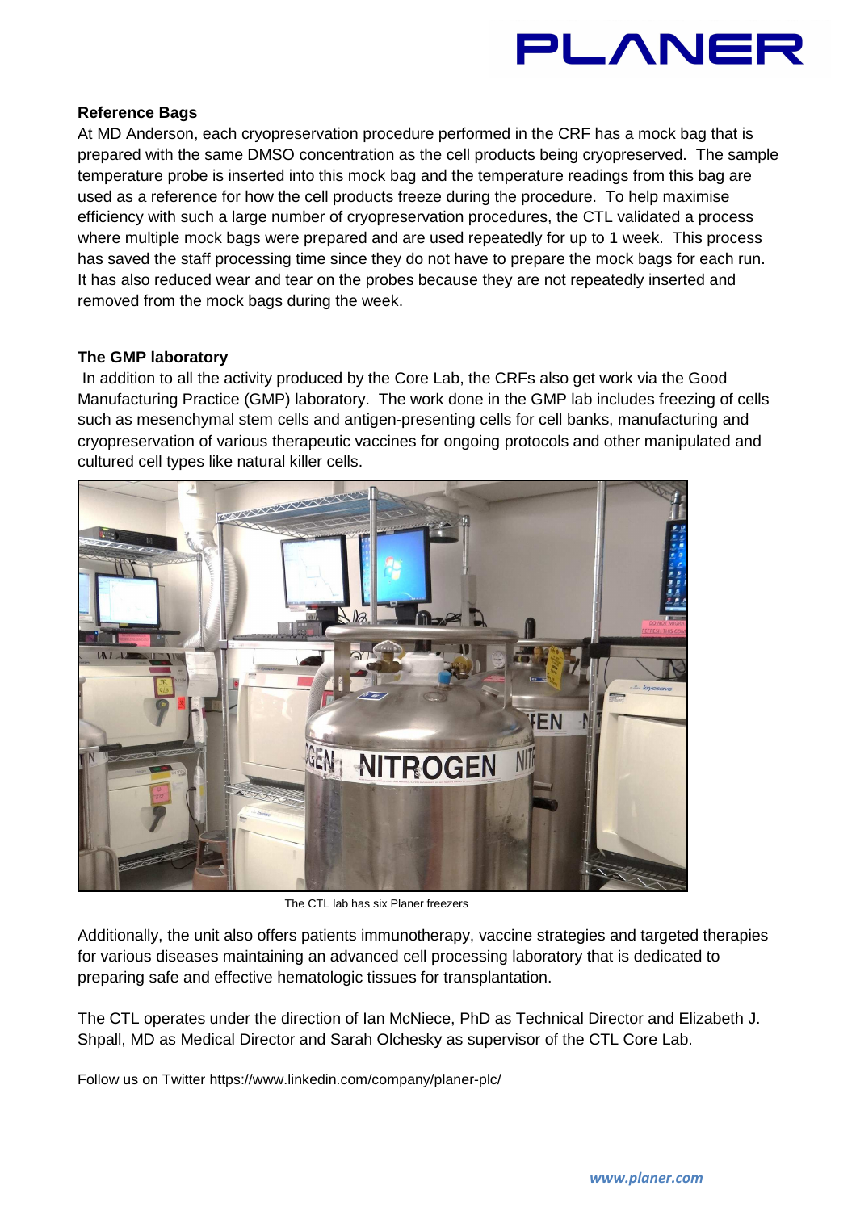**Reference Bags**

At MD Anderson, each cryopreservation procedure performed in the CRF has a mock bag that is prepared with the same DMSO concentration as the cell products being cryopreserved. The sample temperature probe is inserted into this mock bag and the temperature readings from this bag are used as a reference for how the cell products freeze during the procedure. To help maximise efficiency with such a large number of cryopreservation procedures, the CTL validated a process where multiple mock bags were prepared and are used repeatedly for up to 1 week. This process has saved the staff processing time since they do not have to prepare the mock bags for each run. It has also reduced wear and tear on the probes because they are not repeatedly inserted and removed from the mock bags during the week.

**The GMP laboratory**

In addition to all the activity produced by the Core Lab, the CRFs also get work via the Good Manufacturing Practice (GMP) laboratory. The work done in the GMP lab includes freezing of cells such as mesenchymal stem cells and antigen-presenting cells for cell banks, manufacturing and cryopreservation of various therapeutic vaccines for ongoing protocols and other manipulated and cultured cell types like natural killer cells.

The CTL lab has six Planer freezers

Additionally, the unit also offers patients immunotherapy, vaccine strategies and targeted therapies for various diseases maintaining an advanced cell processing laboratory that is dedicated to preparing safe and effective hematologic tissues for transplantation.

The CTL operates under the direction of Ian McNiece, PhD as Technical Director and Elizabeth J. Shpall, MD as Medical Director and Sarah Olchesky as supervisor of the CTL Core Lab.

Follow us on Twitter https://www.linkedin.com/company/planer-plc/